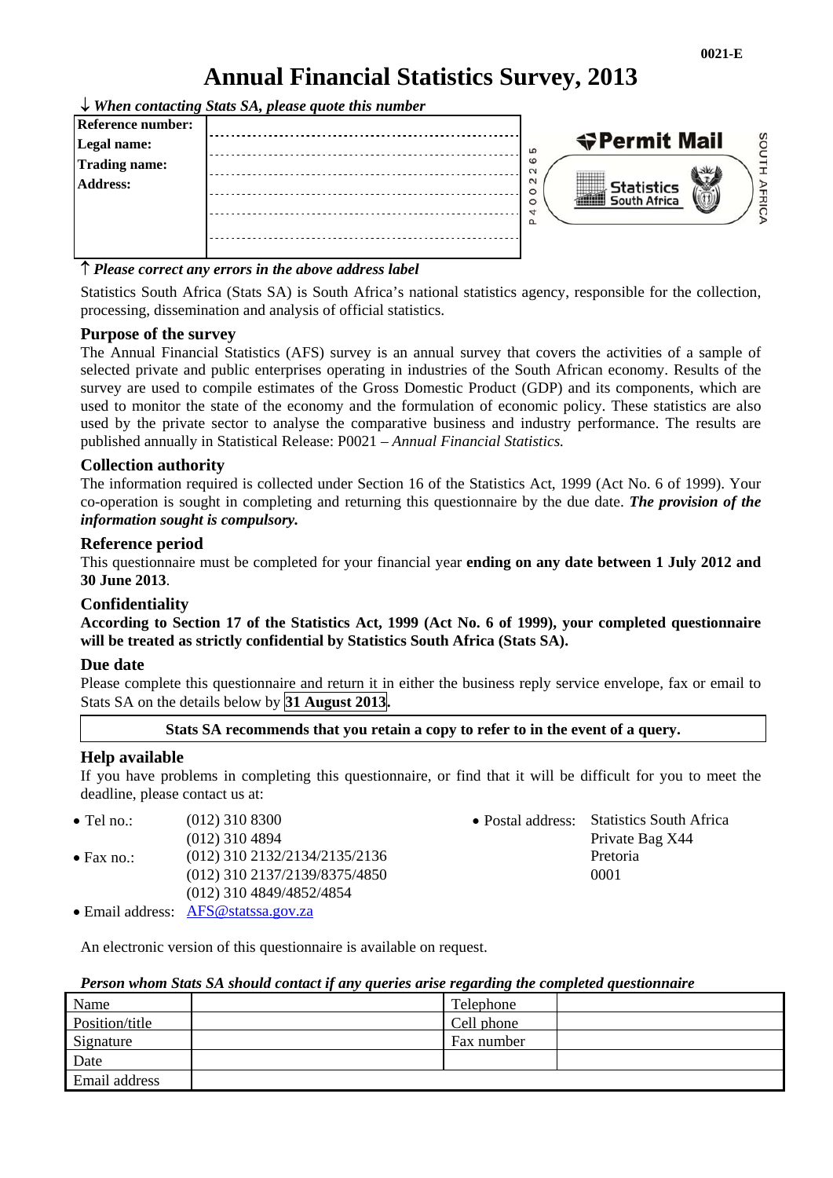0021-E

# Annual Financial Statistics Survey, 2013

↓ *When contacting Stats SA, please quote this number*

| Reference number: | |
|---|---|
| Legal name: | |
| Trading name: | |
| Address: | |
| | |
| | |

P4002265

Permit Mail

Statistics South Africa

SOUTH AFRICA

↑ *Please correct any errors in the above address label*

Statistics South Africa (Stats SA) is South Africa's national statistics agency, responsible for the collection, processing, dissemination and analysis of official statistics.

### Purpose of the survey

The Annual Financial Statistics (AFS) survey is an annual survey that covers the activities of a sample of selected private and public enterprises operating in industries of the South African economy. Results of the survey are used to compile estimates of the Gross Domestic Product (GDP) and its components, which are used to monitor the state of the economy and the formulation of economic policy. These statistics are also used by the private sector to analyse the comparative business and industry performance. The results are published annually in Statistical Release: P0021 – *Annual Financial Statistics.*

### Collection authority

The information required is collected under Section 16 of the Statistics Act, 1999 (Act No. 6 of 1999). Your co-operation is sought in completing and returning this questionnaire by the due date. ***The provision of the information sought is compulsory.***

### Reference period

This questionnaire must be completed for your financial year **ending on any date between 1 July 2012 and 30 June 2013**.

### Confidentiality

**According to Section 17 of the Statistics Act, 1999 (Act No. 6 of 1999), your completed questionnaire will be treated as strictly confidential by Statistics South Africa (Stats SA).**

### Due date

Please complete this questionnaire and return it in either the business reply service envelope, fax or email to Stats SA on the details below by **31 August 2013**.

**Stats SA recommends that you retain a copy to refer to in the event of a query.**

### Help available

If you have problems in completing this questionnaire, or find that it will be difficult for you to meet the deadline, please contact us at:

- Tel no.: (012) 310 8300
  (012) 310 4894
- Fax no.: (012) 310 2132/2134/2135/2136
  (012) 310 2137/2139/8375/4850
  (012) 310 4849/4852/4854
- Email address: AFS@statssa.gov.za
- Postal address: Statistics South Africa
  Private Bag X44
  Pretoria
  0001

An electronic version of this questionnaire is available on request.

***Person whom Stats SA should contact if any queries arise regarding the completed questionnaire***

| Name | | Telephone | |
|---|---|---|---|
| Position/title | | Cell phone | |
| Signature | | Fax number | |
| Date | | | |
| Email address | | | |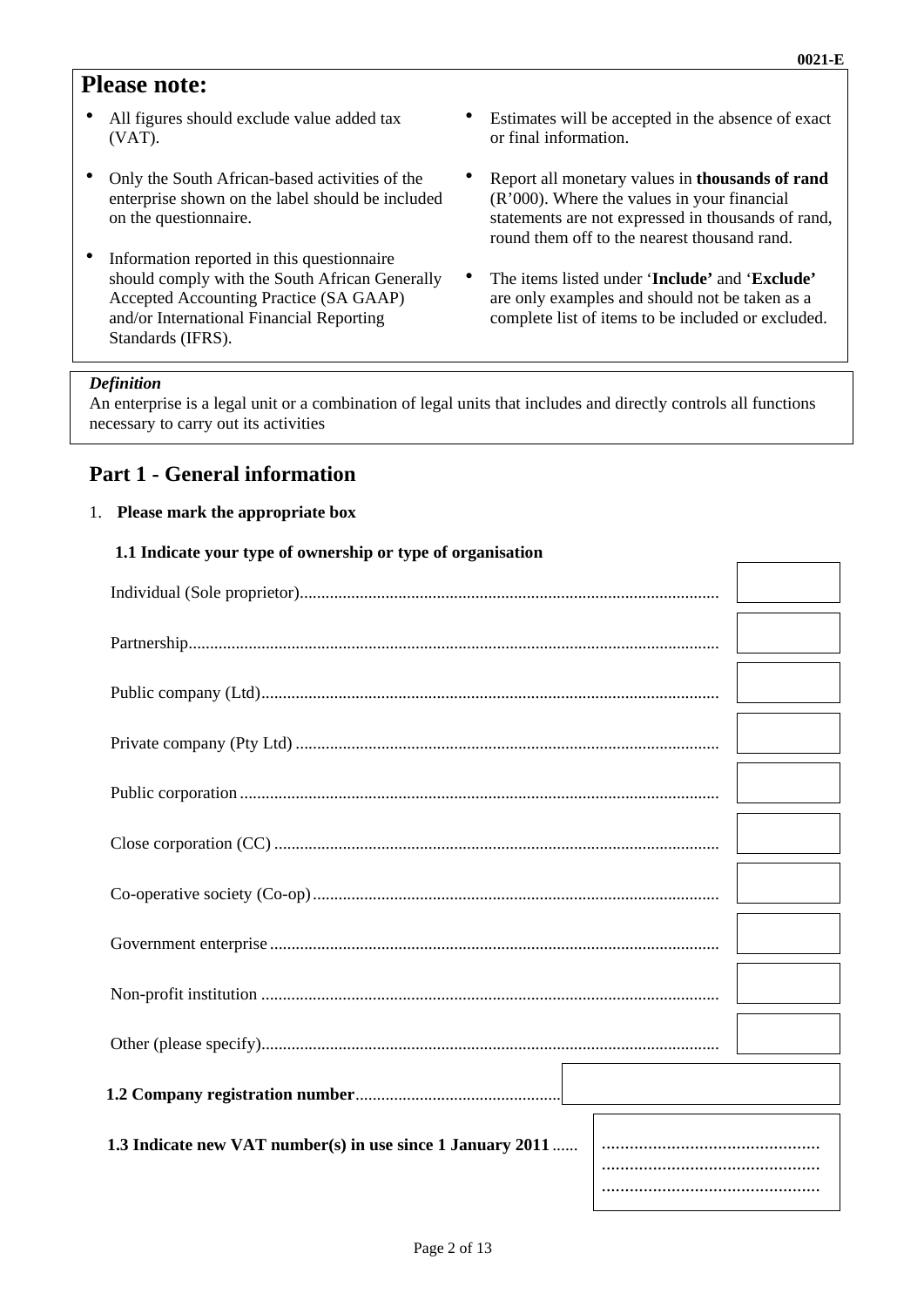## Please note:

- All figures should exclude value added tax (VAT).
- Only the South African-based activities of the enterprise shown on the label should be included on the questionnaire.
- Information reported in this questionnaire should comply with the South African Generally Accepted Accounting Practice (SA GAAP) and/or International Financial Reporting Standards (IFRS).
- Estimates will be accepted in the absence of exact or final information.
- Report all monetary values in **thousands of rand** (R'000). Where the values in your financial statements are not expressed in thousands of rand, round them off to the nearest thousand rand.
- The items listed under '**Include**' and '**Exclude**' are only examples and should not be taken as a complete list of items to be included or excluded.

*Definition*

An enterprise is a legal unit or a combination of legal units that includes and directly controls all functions necessary to carry out its activities

## Part 1 - General information

1. **Please mark the appropriate box**

**1.1 Indicate your type of ownership or type of organisation**

| | |
|---|---|
| Individual (Sole proprietor)................................................................................................ | |
| Partnership.......................................................................................................................... | |
| Public company (Ltd)......................................................................................................... | |
| Private company (Pty Ltd) ................................................................................................. | |
| Public corporation .............................................................................................................. | |
| Close corporation (CC) ...................................................................................................... | |
| Co-operative society (Co-op)............................................................................................. | |
| Government enterprise ....................................................................................................... | |
| Non-profit institution ......................................................................................................... | |
| Other (please specify)......................................................................................................... | |

**1.2 Company registration number**................................................

**1.3 Indicate new VAT number(s) in use since 1 January 2011** ......

...............................................
...............................................
...............................................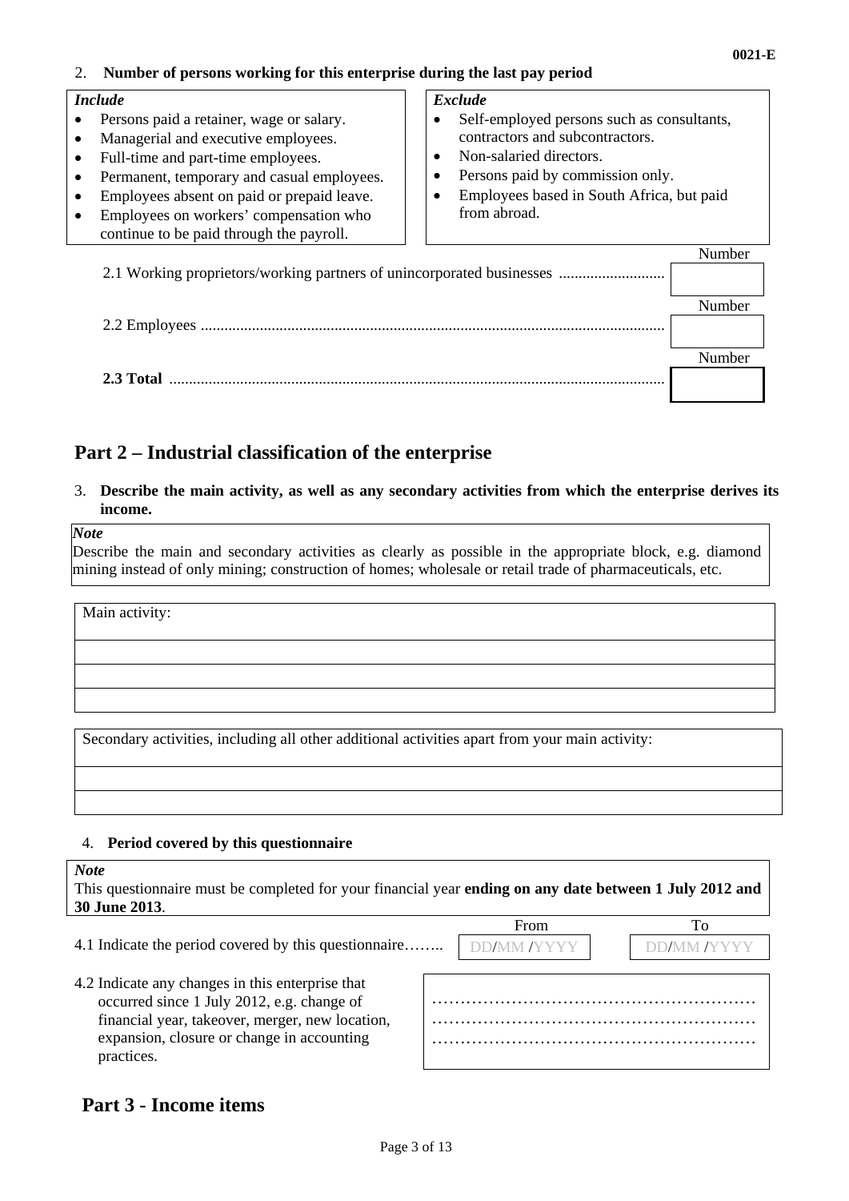2. **Number of persons working for this enterprise during the last pay period**

| *Include* | *Exclude* |
|---|---|
| • Persons paid a retainer, wage or salary.<br>• Managerial and executive employees.<br>• Full-time and part-time employees.<br>• Permanent, temporary and casual employees.<br>• Employees absent on paid or prepaid leave.<br>• Employees on workers' compensation who continue to be paid through the payroll. | • Self-employed persons such as consultants, contractors and subcontractors.<br>• Non-salaried directors.<br>• Persons paid by commission only.<br>• Employees based in South Africa, but paid from abroad. |

| | Number |
|---|---|
| 2.1 Working proprietors/working partners of unincorporated businesses ........................... | |
| 2.2 Employees ..................................................................................................................... | |
| **2.3 Total** ........................................................................................................................... | |

## Part 2 – Industrial classification of the enterprise

3. **Describe the main activity, as well as any secondary activities from which the enterprise derives its income.**

*Note*
Describe the main and secondary activities as clearly as possible in the appropriate block, e.g. diamond mining instead of only mining; construction of homes; wholesale or retail trade of pharmaceuticals, etc.

| Main activity: |
|---|
| |
| |
| |

| Secondary activities, including all other additional activities apart from your main activity: |
|---|
| |
| |

4. **Period covered by this questionnaire**

*Note*
This questionnaire must be completed for your financial year **ending on any date between 1 July 2012 and 30 June 2013**.

| | From | To |
|---|---|---|
| 4.1 Indicate the period covered by this questionnaire…….. | DD/MM /YYYY | DD/MM /YYYY |

4.2 Indicate any changes in this enterprise that occurred since 1 July 2012, e.g. change of financial year, takeover, merger, new location, expansion, closure or change in accounting practices.

…………………………………………………
…………………………………………………
…………………………………………………

## Part 3 - Income items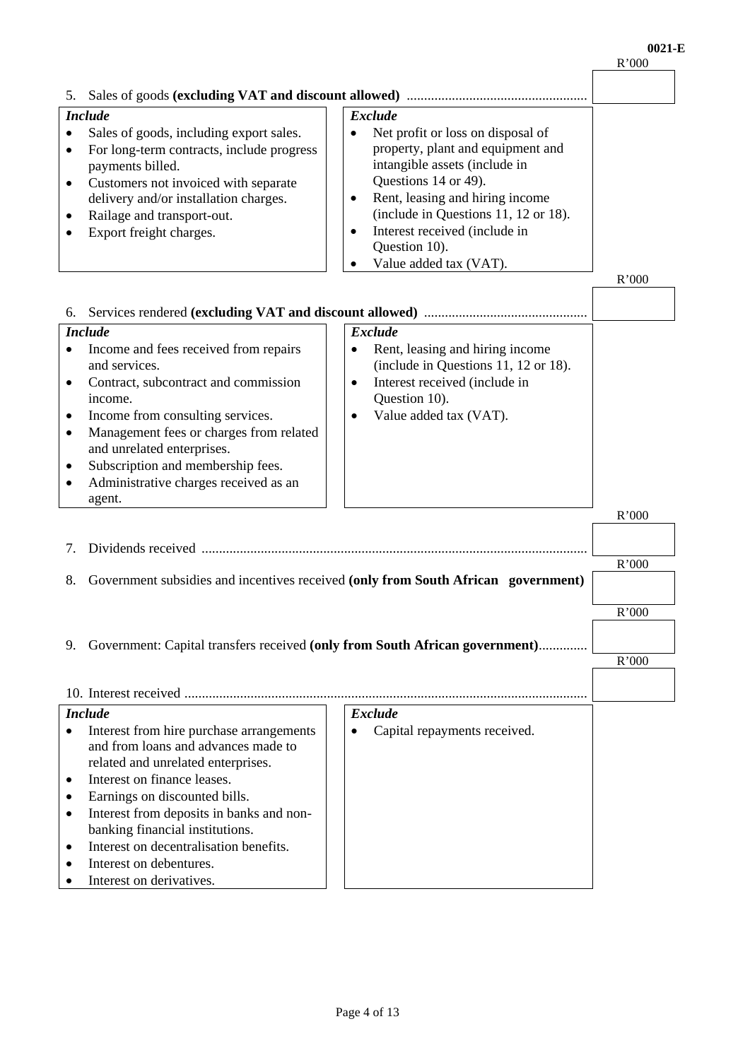0021-E

5. Sales of goods **(excluding VAT and discount allowed)** .................................................... R'000

| *Include* | *Exclude* |
|---|---|
| • Sales of goods, including export sales.<br>• For long-term contracts, include progress payments billed.<br>• Customers not invoiced with separate delivery and/or installation charges.<br>• Railage and transport-out.<br>• Export freight charges. | • Net profit or loss on disposal of property, plant and equipment and intangible assets (include in Questions 14 or 49).<br>• Rent, leasing and hiring income (include in Questions 11, 12 or 18).<br>• Interest received (include in Question 10).<br>• Value added tax (VAT). |

6. Services rendered **(excluding VAT and discount allowed)** ............................................... R'000

| *Include* | *Exclude* |
|---|---|
| • Income and fees received from repairs and services.<br>• Contract, subcontract and commission income.<br>• Income from consulting services.<br>• Management fees or charges from related and unrelated enterprises.<br>• Subscription and membership fees.<br>• Administrative charges received as an agent. | • Rent, leasing and hiring income (include in Questions 11, 12 or 18).<br>• Interest received (include in Question 10).<br>• Value added tax (VAT). |

7. Dividends received .............................................................................................................. R'000

8. Government subsidies and incentives received **(only from South African government)** R'000

9. Government: Capital transfers received **(only from South African government)**.............. R'000

10. Interest received .................................................................................................................. R'000

| *Include* | *Exclude* |
|---|---|
| • Interest from hire purchase arrangements and from loans and advances made to related and unrelated enterprises.<br>• Interest on finance leases.<br>• Earnings on discounted bills.<br>• Interest from deposits in banks and non-banking financial institutions.<br>• Interest on decentralisation benefits.<br>• Interest on debentures.<br>• Interest on derivatives. | • Capital repayments received. |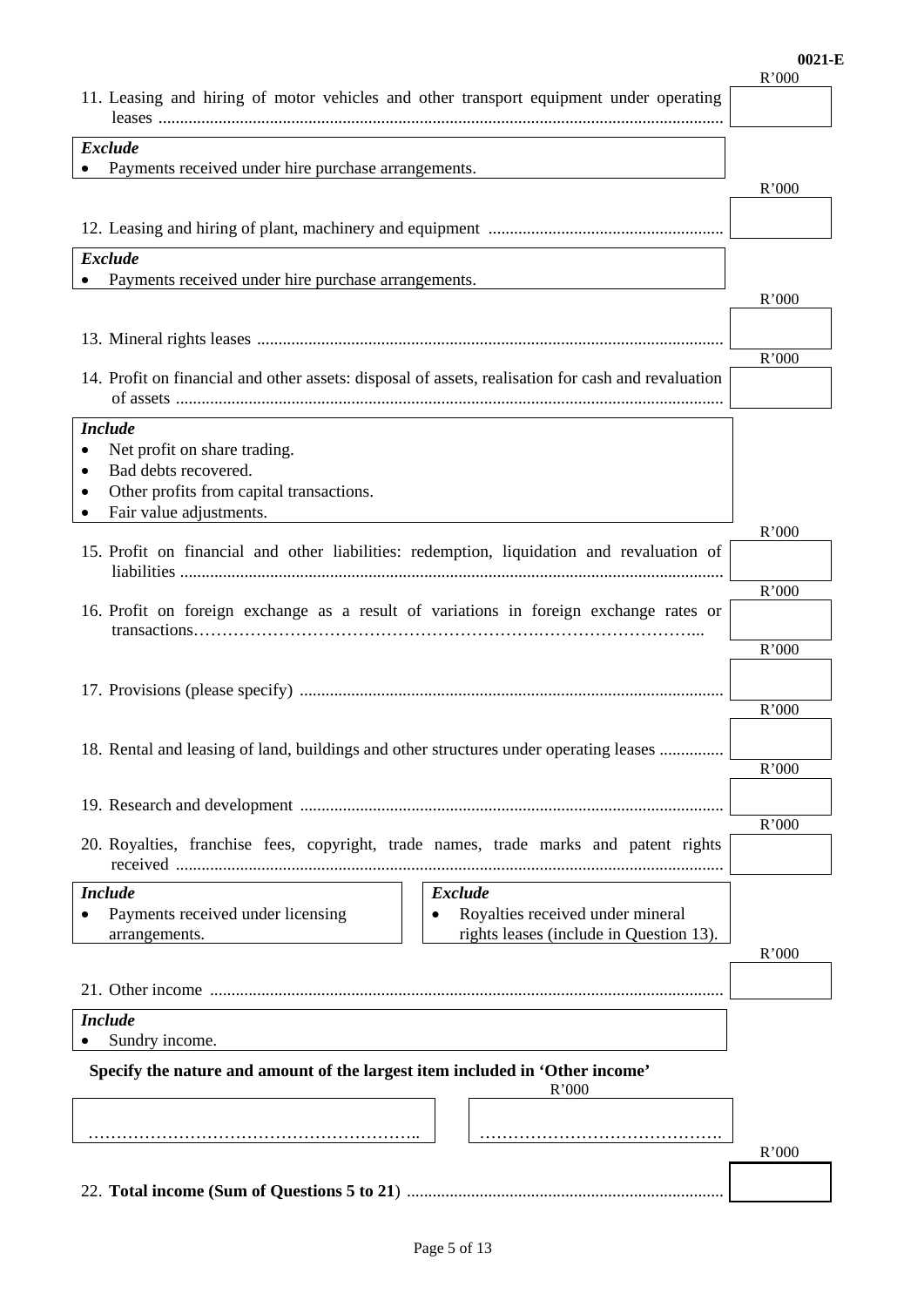| | R'000 |
|---|---|
| 11. Leasing and hiring of motor vehicles and other transport equipment under operating leases .................................................................................................................................... | |

***Exclude***
- Payments received under hire purchase arrangements.

| | R'000 |
|---|---|
| 12. Leasing and hiring of plant, machinery and equipment ....................................................... | |

***Exclude***
- Payments received under hire purchase arrangements.

| | R'000 |
|---|---|
| 13. Mineral rights leases ............................................................................................................ | |
| 14. Profit on financial and other assets: disposal of assets, realisation for cash and revaluation of assets ............................................................................................................................... | |

***Include***
- Net profit on share trading.
- Bad debts recovered.
- Other profits from capital transactions.
- Fair value adjustments.

| | R'000 |
|---|---|
| 15. Profit on financial and other liabilities: redemption, liquidation and revaluation of liabilities ............................................................................................................................. | |
| 16. Profit on foreign exchange as a result of variations in foreign exchange rates or transactions………………………………………………….……………………... | |
| 17. Provisions (please specify) .................................................................................................. | |
| 18. Rental and leasing of land, buildings and other structures under operating leases ............... | |
| 19. Research and development .................................................................................................. | |
| 20. Royalties, franchise fees, copyright, trade names, trade marks and patent rights received .............................................................................................................................. | |

***Include***
- Payments received under licensing arrangements.

***Exclude***
- Royalties received under mineral rights leases (include in Question 13).

| | R'000 |
|---|---|
| 21. Other income ...................................................................................................................... | |

***Include***
- Sundry income.

**Specify the nature and amount of the largest item included in 'Other income'**

| Nature | R'000 |
|---|---|
| ………………………………………………….. | ……………………………………. |

| | R'000 |
|---|---|
| 22. **Total income (Sum of Questions 5 to 21)** ......................................................................... | |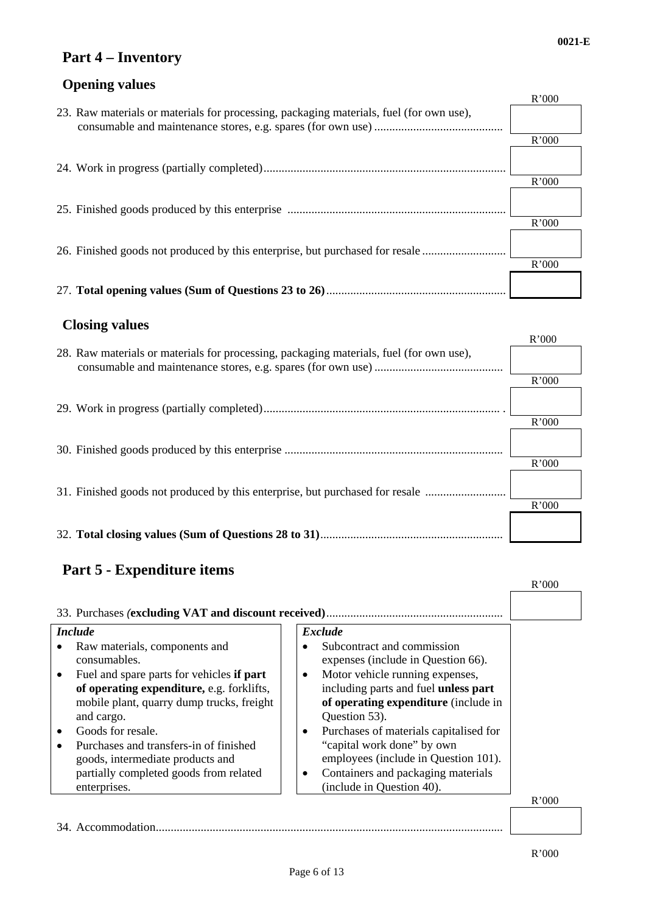## Part 4 – Inventory

### Opening values

| | R'000 |
|---|---|
| 23. Raw materials or materials for processing, packaging materials, fuel (for own use), consumable and maintenance stores, e.g. spares (for own use) | |
| 24. Work in progress (partially completed) | |
| 25. Finished goods produced by this enterprise | |
| 26. Finished goods not produced by this enterprise, but purchased for resale | |
| 27. **Total opening values (Sum of Questions 23 to 26)** | |

### Closing values

| | R'000 |
|---|---|
| 28. Raw materials or materials for processing, packaging materials, fuel (for own use), consumable and maintenance stores, e.g. spares (for own use) | |
| 29. Work in progress (partially completed) | |
| 30. Finished goods produced by this enterprise | |
| 31. Finished goods not produced by this enterprise, but purchased for resale | |
| 32. **Total closing values (Sum of Questions 28 to 31)** | |

## Part 5 - Expenditure items

| | R'000 |
|---|---|
| 33. Purchases *(***excluding VAT and discount received)** | |

| *Include* | *Exclude* |
|---|---|
| • Raw materials, components and consumables.<br>• Fuel and spare parts for vehicles **if part of operating expenditure,** e.g. forklifts, mobile plant, quarry dump trucks, freight and cargo.<br>• Goods for resale.<br>• Purchases and transfers-in of finished goods, intermediate products and partially completed goods from related enterprises. | • Subcontract and commission expenses (include in Question 66).<br>• Motor vehicle running expenses, including parts and fuel **unless part of operating expenditure** (include in Question 53).<br>• Purchases of materials capitalised for "capital work done" by own employees (include in Question 101).<br>• Containers and packaging materials (include in Question 40). |

| | R'000 |
|---|---|
| 34. Accommodation | |

R'000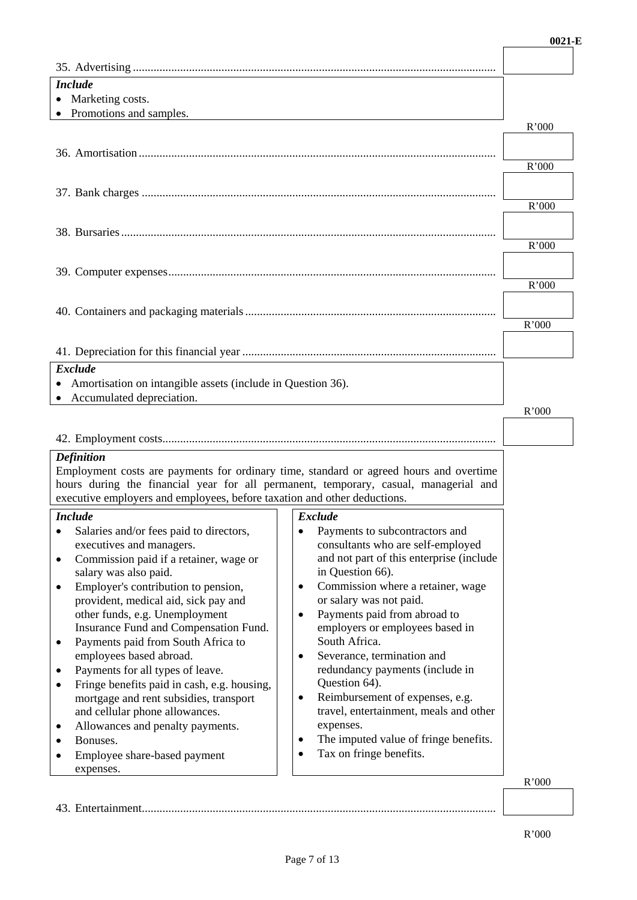35. Advertising .......................................................................................................... R'000

*Include*
- Marketing costs.
- Promotions and samples.

36. Amortisation ........................................................................................................ R'000

37. Bank charges ....................................................................................................... R'000

38. Bursaries .............................................................................................................. R'000

39. Computer expenses .............................................................................................. R'000

40. Containers and packaging materials .................................................................... R'000

41. Depreciation for this financial year ...................................................................... R'000

*Exclude*
- Amortisation on intangible assets (include in Question 36).
- Accumulated depreciation.

42. Employment costs ................................................................................................. R'000

*Definition*

Employment costs are payments for ordinary time, standard or agreed hours and overtime hours during the financial year for all permanent, temporary, casual, managerial and executive employers and employees, before taxation and other deductions.

| *Include* | *Exclude* |
|---|---|
| • Salaries and/or fees paid to directors, executives and managers.<br>• Commission paid if a retainer, wage or salary was also paid.<br>• Employer's contribution to pension, provident, medical aid, sick pay and other funds, e.g. Unemployment Insurance Fund and Compensation Fund.<br>• Payments paid from South Africa to employees based abroad.<br>• Payments for all types of leave.<br>• Fringe benefits paid in cash, e.g. housing, mortgage and rent subsidies, transport and cellular phone allowances.<br>• Allowances and penalty payments.<br>• Bonuses.<br>• Employee share-based payment expenses. | • Payments to subcontractors and consultants who are self-employed and not part of this enterprise (include in Question 66).<br>• Commission where a retainer, wage or salary was not paid.<br>• Payments paid from abroad to employers or employees based in South Africa.<br>• Severance, termination and redundancy payments (include in Question 64).<br>• Reimbursement of expenses, e.g. travel, entertainment, meals and other expenses.<br>• The imputed value of fringe benefits.<br>• Tax on fringe benefits. |

43. Entertainment ...................................................................................................... R'000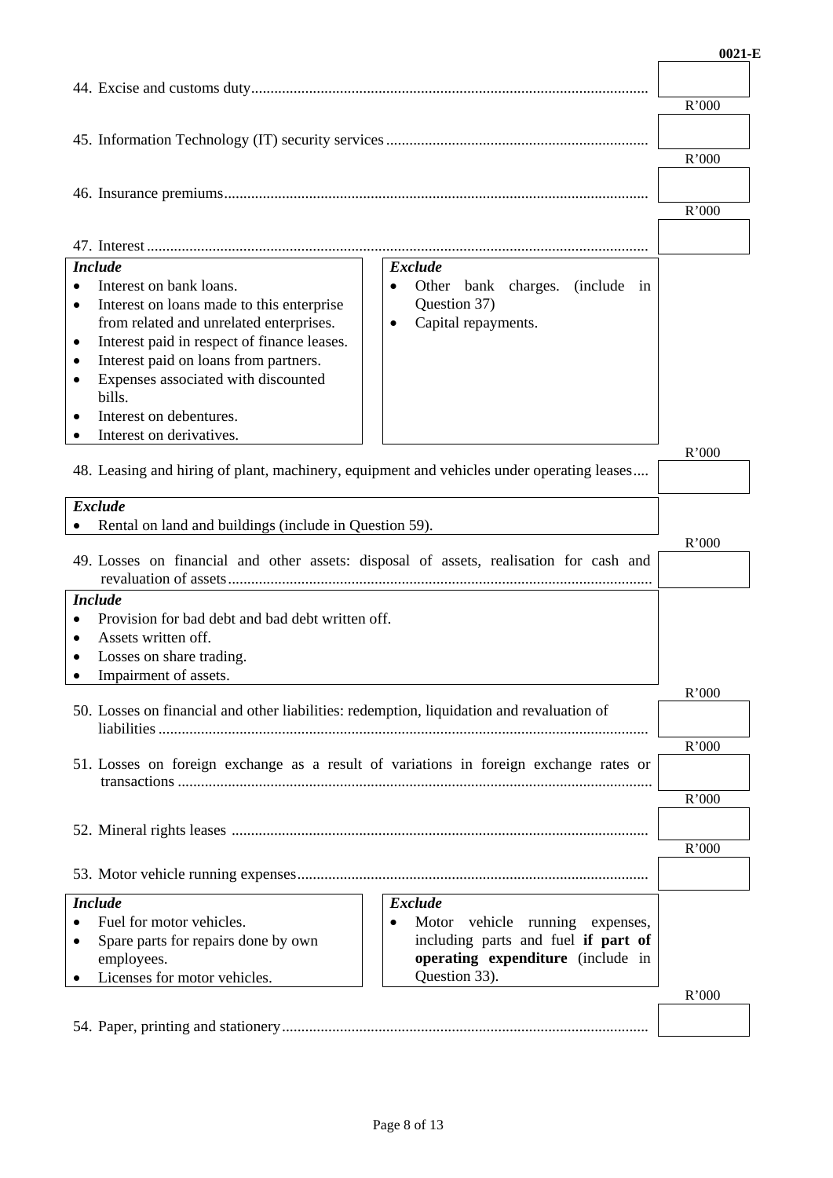44. Excise and customs duty...................................................................................................... R'000

45. Information Technology (IT) security services .................................................................... R'000

46. Insurance premiums............................................................................................................. R'000

47. Interest .................................................................................................................................. R'000

| *Include* | *Exclude* |
|---|---|
| • Interest on bank loans.<br>• Interest on loans made to this enterprise from related and unrelated enterprises.<br>• Interest paid in respect of finance leases.<br>• Interest paid on loans from partners.<br>• Expenses associated with discounted bills.<br>• Interest on debentures.<br>• Interest on derivatives. | • Other bank charges. (include in Question 37)<br>• Capital repayments. |

48. Leasing and hiring of plant, machinery, equipment and vehicles under operating leases.... R'000

*Exclude*

- Rental on land and buildings (include in Question 59).

49. Losses on financial and other assets: disposal of assets, realisation for cash and revaluation of assets.............................................................................................................. R'000

*Include*

- Provision for bad debt and bad debt written off.
- Assets written off.
- Losses on share trading.
- Impairment of assets.

50. Losses on financial and other liabilities: redemption, liquidation and revaluation of liabilities .............................................................................................................................. R'000

51. Losses on foreign exchange as a result of variations in foreign exchange rates or transactions .......................................................................................................................... R'000

52. Mineral rights leases ........................................................................................................... R'000

53. Motor vehicle running expenses........................................................................................... R'000

| *Include* | *Exclude* |
|---|---|
| • Fuel for motor vehicles.<br>• Spare parts for repairs done by own employees.<br>• Licenses for motor vehicles. | • Motor vehicle running expenses, including parts and fuel **if part of operating expenditure** (include in Question 33). |

54. Paper, printing and stationery.............................................................................................. R'000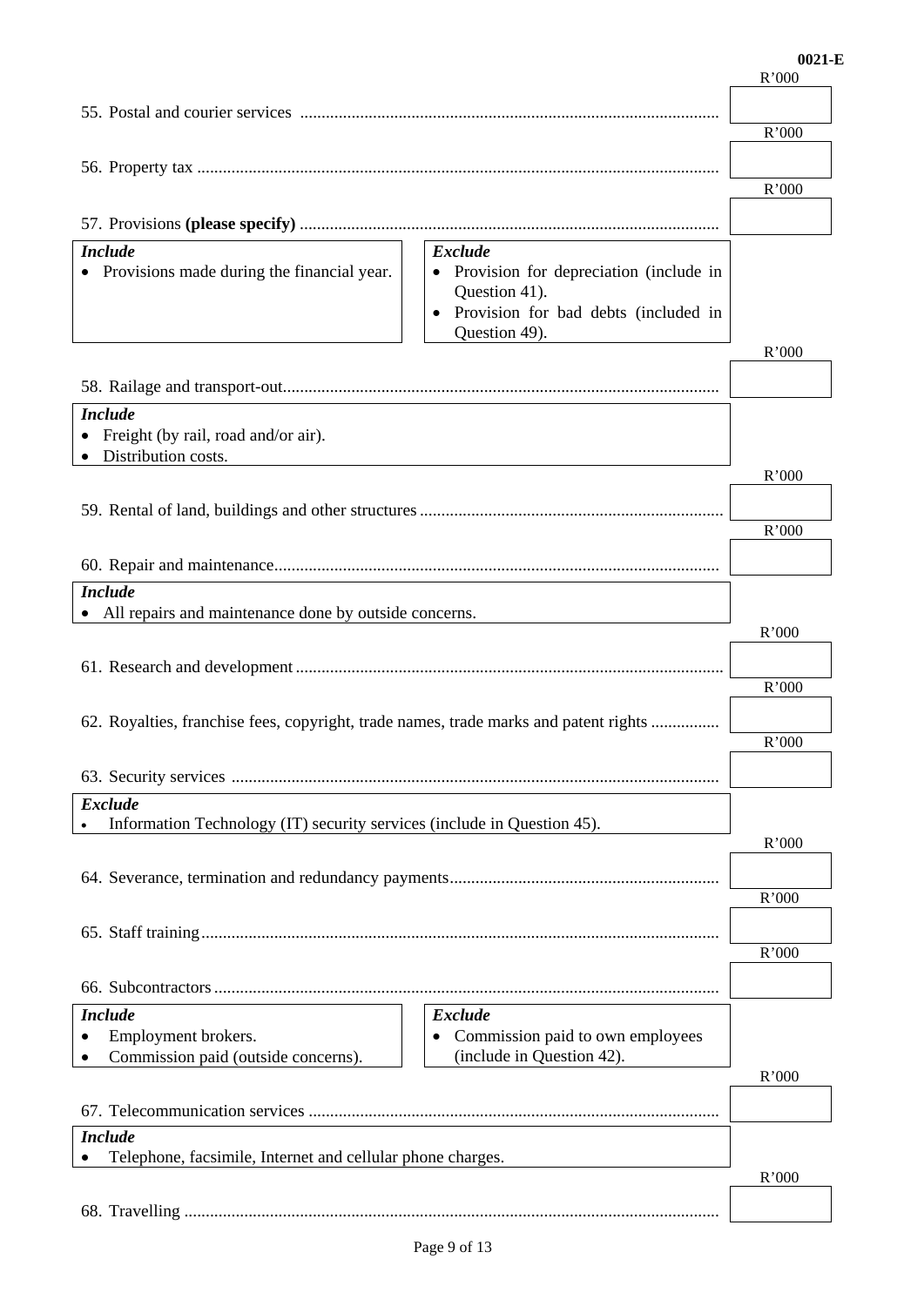| Item | R'000 |
|---|---|
| 55. Postal and courier services | |
| 56. Property tax | |
| 57. Provisions **(please specify)** | |

| ***Include*** | ***Exclude*** |
|---|---|
| • Provisions made during the financial year. | • Provision for depreciation (include in Question 41).<br>• Provision for bad debts (included in Question 49). |

| Item | R'000 |
|---|---|
| 58. Railage and transport-out | |

***Include***
- Freight (by rail, road and/or air).
- Distribution costs.

| Item | R'000 |
|---|---|
| 59. Rental of land, buildings and other structures | |
| 60. Repair and maintenance | |

***Include***
- All repairs and maintenance done by outside concerns.

| Item | R'000 |
|---|---|
| 61. Research and development | |
| 62. Royalties, franchise fees, copyright, trade names, trade marks and patent rights | |
| 63. Security services | |

***Exclude***
- Information Technology (IT) security services (include in Question 45).

| Item | R'000 |
|---|---|
| 64. Severance, termination and redundancy payments | |
| 65. Staff training | |
| 66. Subcontractors | |

| ***Include*** | ***Exclude*** |
|---|---|
| • Employment brokers.<br>• Commission paid (outside concerns). | • Commission paid to own employees (include in Question 42). |

| Item | R'000 |
|---|---|
| 67. Telecommunication services | |

***Include***
- Telephone, facsimile, Internet and cellular phone charges.

| Item | R'000 |
|---|---|
| 68. Travelling | |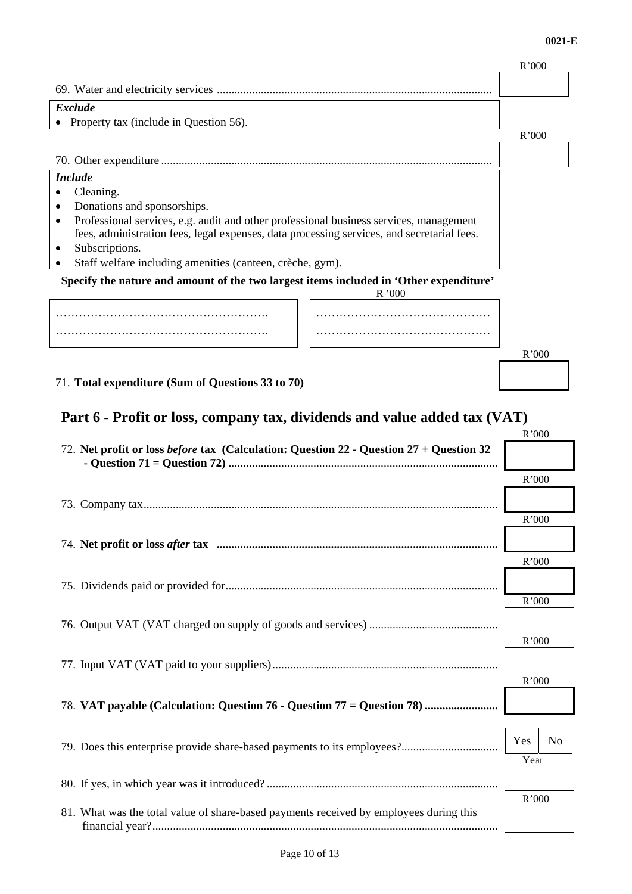| | R'000 |
|---|---|
| 69. Water and electricity services | |

***Exclude***
- Property tax (include in Question 56).

| | R'000 |
|---|---|
| 70. Other expenditure | |

***Include***
- Cleaning.
- Donations and sponsorships.
- Professional services, e.g. audit and other professional business services, management fees, administration fees, legal expenses, data processing services, and secretarial fees.
- Subscriptions.
- Staff welfare including amenities (canteen, crèche, gym).

**Specify the nature and amount of the two largest items included in 'Other expenditure'**

| | R '000 |
|---|---|
| ………………………………………………. | ……………………………………… |
| ………………………………………………. | ……………………………………… |

| | R'000 |
|---|---|
| 71. **Total expenditure (Sum of Questions 33 to 70)** | |

## Part 6 - Profit or loss, company tax, dividends and value added tax (VAT)

| | R'000 |
|---|---|
| 72. **Net profit or loss *before* tax (Calculation: Question 22 - Question 27 + Question 32 - Question 71 = Question 72)** | |
| 73. Company tax | |
| 74. **Net profit or loss *after* tax** | |
| 75. Dividends paid or provided for | |
| 76. Output VAT (VAT charged on supply of goods and services) | |
| 77. Input VAT (VAT paid to your suppliers) | |
| 78. **VAT payable (Calculation: Question 76 - Question 77 = Question 78)** | |

| | | |
|---|---|---|
| 79. Does this enterprise provide share-based payments to its employees? | Yes | No |

| | Year |
|---|---|
| 80. If yes, in which year was it introduced? | |

| | R'000 |
|---|---|
| 81. What was the total value of share-based payments received by employees during this financial year? | |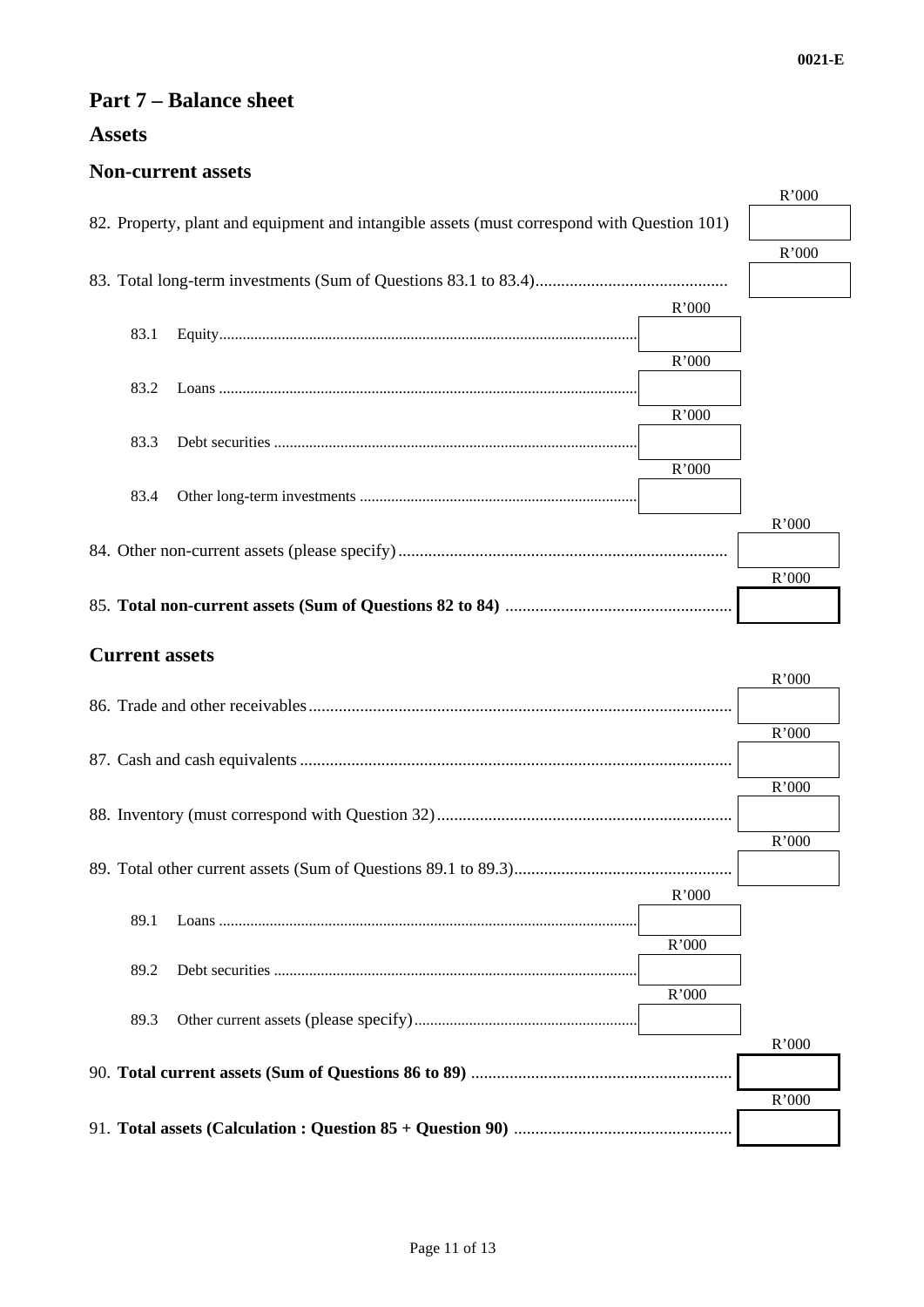## Part 7 – Balance sheet

### Assets

### Non-current assets

| | | R'000 | R'000 |
|---|---|---|---|
| 82. Property, plant and equipment and intangible assets (must correspond with Question 101) | | | |
| 83. Total long-term investments (Sum of Questions 83.1 to 83.4) | | | |
| 83.1 | Equity | | |
| 83.2 | Loans | | |
| 83.3 | Debt securities | | |
| 83.4 | Other long-term investments | | |
| 84. Other non-current assets (please specify) | | | |
| 85. **Total non-current assets (Sum of Questions 82 to 84)** | | | |

### Current assets

| | | R'000 | R'000 |
|---|---|---|---|
| 86. Trade and other receivables | | | |
| 87. Cash and cash equivalents | | | |
| 88. Inventory (must correspond with Question 32) | | | |
| 89. Total other current assets (Sum of Questions 89.1 to 89.3) | | | |
| 89.1 | Loans | | |
| 89.2 | Debt securities | | |
| 89.3 | Other current assets (please specify) | | |
| 90. **Total current assets (Sum of Questions 86 to 89)** | | | |
| 91. **Total assets (Calculation : Question 85 + Question 90)** | | | |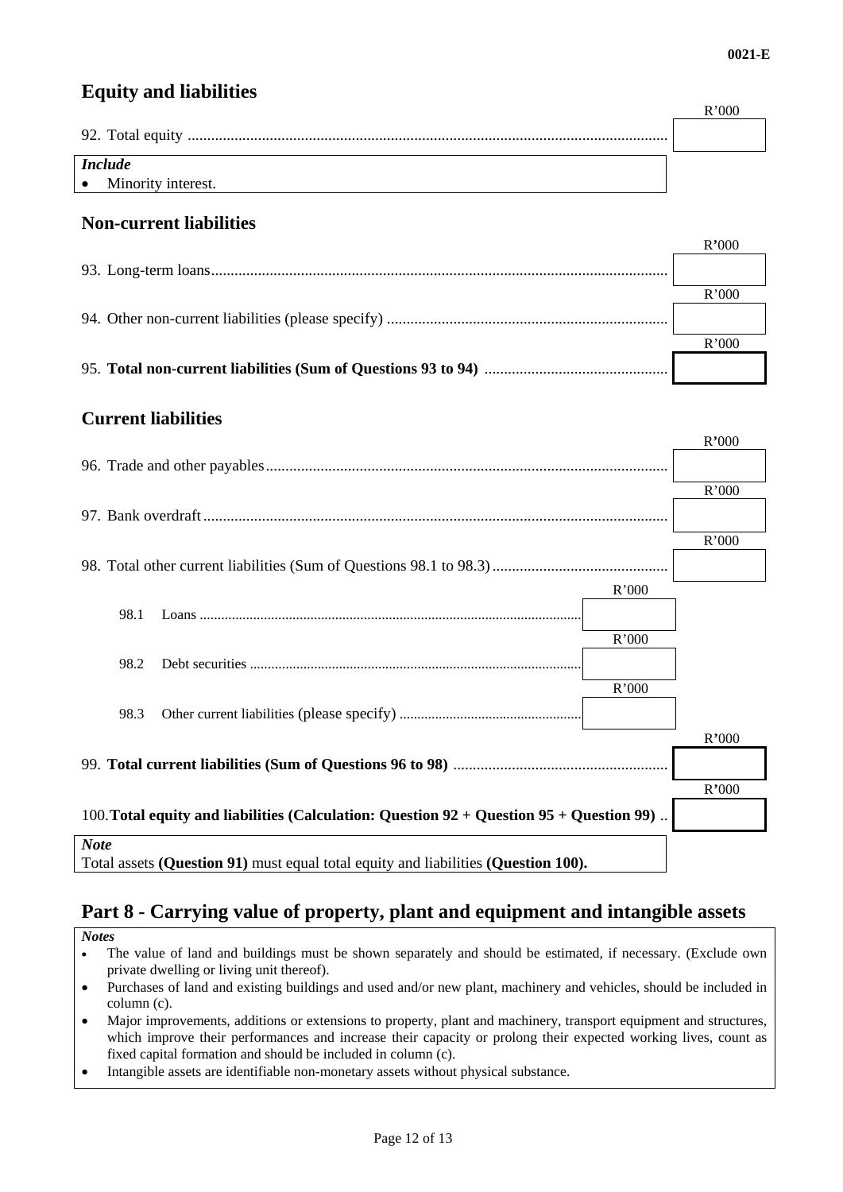## Equity and liabilities

| | R'000 |
|---|---|
| 92. Total equity | |

*Include*
- Minority interest.

### Non-current liabilities

| | R'000 |
|---|---|
| 93. Long-term loans | |
| 94. Other non-current liabilities (please specify) | |
| 95. **Total non-current liabilities (Sum of Questions 93 to 94)** | |

### Current liabilities

| | | R'000 |
|---|---|---|
| 96. Trade and other payables | | |
| 97. Bank overdraft | | |
| 98. Total other current liabilities (Sum of Questions 98.1 to 98.3) | | |
| 98.1 Loans | R'000 | |
| 98.2 Debt securities | R'000 | |
| 98.3 Other current liabilities (please specify) | R'000 | |
| 99. **Total current liabilities (Sum of Questions 96 to 98)** | | |
| 100. **Total equity and liabilities (Calculation: Question 92 + Question 95 + Question 99)** | | |

*Note*
Total assets **(Question 91)** must equal total equity and liabilities **(Question 100).**

## Part 8 - Carrying value of property, plant and equipment and intangible assets

*Notes*
- The value of land and buildings must be shown separately and should be estimated, if necessary. (Exclude own private dwelling or living unit thereof).
- Purchases of land and existing buildings and used and/or new plant, machinery and vehicles, should be included in column (c).
- Major improvements, additions or extensions to property, plant and machinery, transport equipment and structures, which improve their performances and increase their capacity or prolong their expected working lives, count as fixed capital formation and should be included in column (c).
- Intangible assets are identifiable non-monetary assets without physical substance.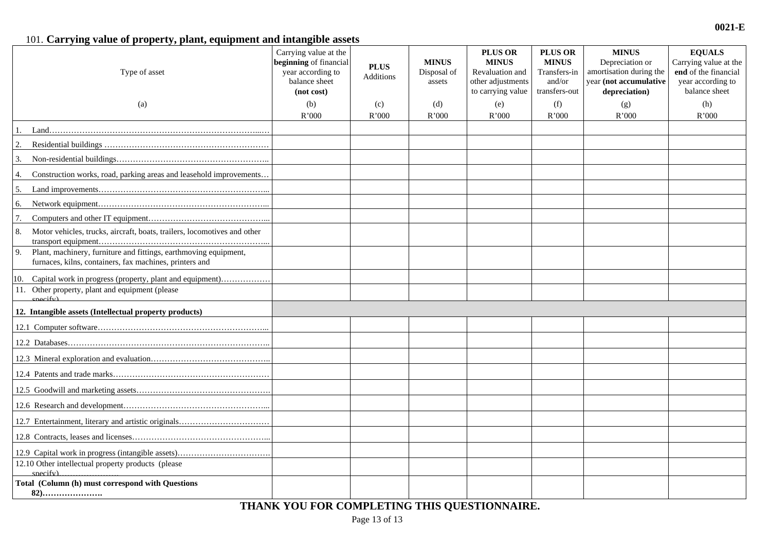## 101. **Carrying value of property, plant, equipment and intangible assets**

| Type of asset<br>(a) | Carrying value at the **beginning** of financial year according to balance sheet **(not cost)**<br>(b)<br>R'000 | **PLUS** Additions<br>(c)<br>R'000 | **MINUS** Disposal of assets<br>(d)<br>R'000 | **PLUS OR MINUS** Revaluation and other adjustments to carrying value<br>(e)<br>R'000 | **PLUS OR MINUS** Transfers-in and/or transfers-out<br>(f)<br>R'000 | **MINUS** Depreciation or amortisation during the year **(not accumulative depreciation)**<br>(g)<br>R'000 | **EQUALS** Carrying value at the **end** of the financial year according to balance sheet<br>(h)<br>R'000 |
|---|---|---|---|---|---|---|---|
| 1. Land……………………………………………………………...… | | | | | | | |
| 2. Residential buildings …………………………………………………… | | | | | | | |
| 3. Non-residential buildings……………………………………………….. | | | | | | | |
| 4. Construction works, road, parking areas and leasehold improvements… | | | | | | | |
| 5. Land improvements……………………………………………………... | | | | | | | |
| 6. Network equipment……………………………………………………... | | | | | | | |
| 7. Computers and other IT equipment…………………………………... | | | | | | | |
| 8. Motor vehicles, trucks, aircraft, boats, trailers, locomotives and other transport equipment……………………………………………………... | | | | | | | |
| 9. Plant, machinery, furniture and fittings, earthmoving equipment, furnaces, kilns, containers, fax machines, printers and | | | | | | | |
| 10. Capital work in progress (property, plant and equipment)……………… | | | | | | | |
| 11. Other property, plant and equipment (please specify) | | | | | | | |
| **12. Intangible assets (Intellectual property products)** | | | | | | | |
| 12.1 Computer software……………………………………………………... | | | | | | | |
| 12.2 Databases……………………………………………………………….. | | | | | | | |
| 12.3 Mineral exploration and evaluation…………………………………….. | | | | | | | |
| 12.4 Patents and trade marks………………………………………………… | | | | | | | |
| 12.5 Goodwill and marketing assets…………………………………………. | | | | | | | |
| 12.6 Research and development…………………………………………….... | | | | | | | |
| 12.7 Entertainment, literary and artistic originals…………………………… | | | | | | | |
| 12.8 Contracts, leases and licenses…………………………………………... | | | | | | | |
| 12.9 Capital work in progress (intangible assets)……………………………. | | | | | | | |
| 12.10 Other intellectual property products (please specify)………………… | | | | | | | |
| **Total (Column (h) must correspond with Questions 82)………………….** | | | | | | | |

**THANK YOU FOR COMPLETING THIS QUESTIONNAIRE.**